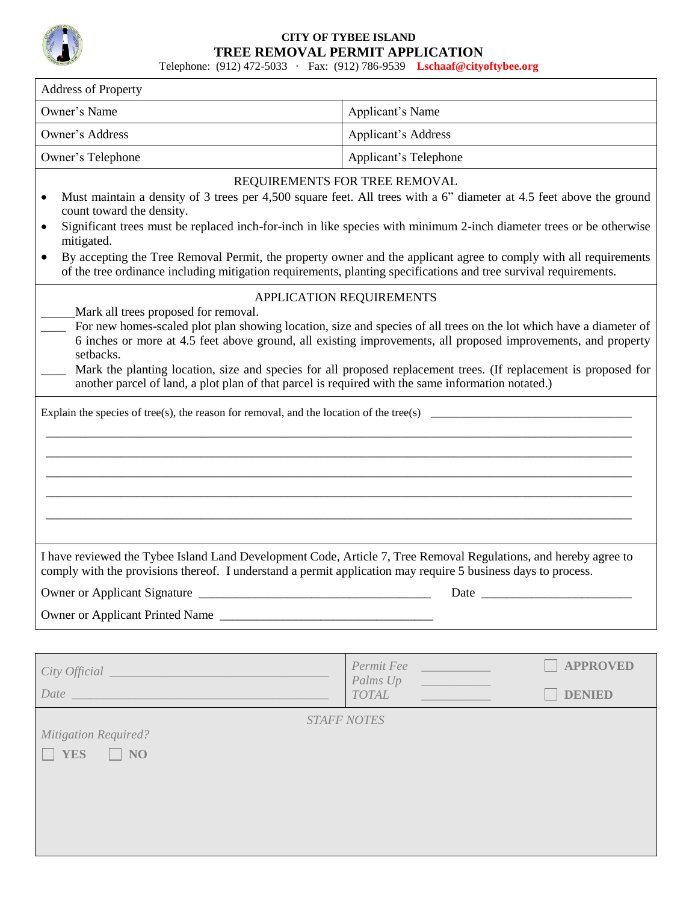# CITY OF TYBEE ISLAND
## TREE REMOVAL PERMIT APPLICATION

Telephone: (912) 472-5033 · Fax: (912) 786-9539 **Lschaaf@cityoftybee.org**

| Address of Property | |
|---|---|
| Owner's Name | Applicant's Name |
| Owner's Address | Applicant's Address |
| Owner's Telephone | Applicant's Telephone |

### REQUIREMENTS FOR TREE REMOVAL

- Must maintain a density of 3 trees per 4,500 square feet. All trees with a 6" diameter at 4.5 feet above the ground count toward the density.
- Significant trees must be replaced inch-for-inch in like species with minimum 2-inch diameter trees or be otherwise mitigated.
- By accepting the Tree Removal Permit, the property owner and the applicant agree to comply with all requirements of the tree ordinance including mitigation requirements, planting specifications and tree survival requirements.

### APPLICATION REQUIREMENTS

_____ Mark all trees proposed for removal.

____ For new homes-scaled plot plan showing location, size and species of all trees on the lot which have a diameter of 6 inches or more at 4.5 feet above ground, all existing improvements, all proposed improvements, and property setbacks.

____ Mark the planting location, size and species for all proposed replacement trees. (If replacement is proposed for another parcel of land, a plot plan of that parcel is required with the same information notated.)

Explain the species of tree(s), the reason for removal, and the location of the tree(s) ________________________________

____________________________________________________________________________________

____________________________________________________________________________________

____________________________________________________________________________________

____________________________________________________________________________________

____________________________________________________________________________________

I have reviewed the Tybee Island Land Development Code, Article 7, Tree Removal Regulations, and hereby agree to comply with the provisions thereof. I understand a permit application may require 5 business days to process.

Owner or Applicant Signature ____________________________________ Date ________________________

Owner or Applicant Printed Name _________________________________

| *City Official* _______________________________ | *Permit Fee* __________ | ☐ **APPROVED** |
|---|---|---|
| *Date* ____________________________________ | *Palms Up* __________ | |
| | *TOTAL* __________ | ☐ **DENIED** |

*STAFF NOTES*

*Mitigation Required?*

☐ **YES** ☐ **NO**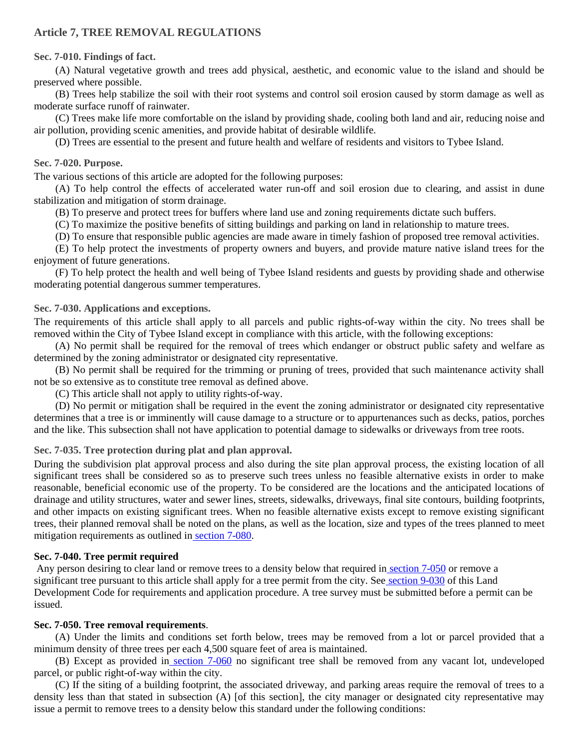## Article 7, TREE REMOVAL REGULATIONS

### Sec. 7-010. Findings of fact.

(A) Natural vegetative growth and trees add physical, aesthetic, and economic value to the island and should be preserved where possible.

(B) Trees help stabilize the soil with their root systems and control soil erosion caused by storm damage as well as moderate surface runoff of rainwater.

(C) Trees make life more comfortable on the island by providing shade, cooling both land and air, reducing noise and air pollution, providing scenic amenities, and provide habitat of desirable wildlife.

(D) Trees are essential to the present and future health and welfare of residents and visitors to Tybee Island.

### Sec. 7-020. Purpose.

The various sections of this article are adopted for the following purposes:

(A) To help control the effects of accelerated water run-off and soil erosion due to clearing, and assist in dune stabilization and mitigation of storm drainage.

(B) To preserve and protect trees for buffers where land use and zoning requirements dictate such buffers.

(C) To maximize the positive benefits of sitting buildings and parking on land in relationship to mature trees.

(D) To ensure that responsible public agencies are made aware in timely fashion of proposed tree removal activities.

(E) To help protect the investments of property owners and buyers, and provide mature native island trees for the enjoyment of future generations.

(F) To help protect the health and well being of Tybee Island residents and guests by providing shade and otherwise moderating potential dangerous summer temperatures.

### Sec. 7-030. Applications and exceptions.

The requirements of this article shall apply to all parcels and public rights-of-way within the city. No trees shall be removed within the City of Tybee Island except in compliance with this article, with the following exceptions:

(A) No permit shall be required for the removal of trees which endanger or obstruct public safety and welfare as determined by the zoning administrator or designated city representative.

(B) No permit shall be required for the trimming or pruning of trees, provided that such maintenance activity shall not be so extensive as to constitute tree removal as defined above.

(C) This article shall not apply to utility rights-of-way.

(D) No permit or mitigation shall be required in the event the zoning administrator or designated city representative determines that a tree is or imminently will cause damage to a structure or to appurtenances such as decks, patios, porches and the like. This subsection shall not have application to potential damage to sidewalks or driveways from tree roots.

### Sec. 7-035. Tree protection during plat and plan approval.

During the subdivision plat approval process and also during the site plan approval process, the existing location of all significant trees shall be considered so as to preserve such trees unless no feasible alternative exists in order to make reasonable, beneficial economic use of the property. To be considered are the locations and the anticipated locations of drainage and utility structures, water and sewer lines, streets, sidewalks, driveways, final site contours, building footprints, and other impacts on existing significant trees. When no feasible alternative exists except to remove existing significant trees, their planned removal shall be noted on the plans, as well as the location, size and types of the trees planned to meet mitigation requirements as outlined in section 7-080.

### Sec. 7-040. Tree permit required

Any person desiring to clear land or remove trees to a density below that required in section 7-050 or remove a significant tree pursuant to this article shall apply for a tree permit from the city. See section 9-030 of this Land Development Code for requirements and application procedure. A tree survey must be submitted before a permit can be issued.

### Sec. 7-050. Tree removal requirements.

(A) Under the limits and conditions set forth below, trees may be removed from a lot or parcel provided that a minimum density of three trees per each 4,500 square feet of area is maintained.

(B) Except as provided in section 7-060 no significant tree shall be removed from any vacant lot, undeveloped parcel, or public right-of-way within the city.

(C) If the siting of a building footprint, the associated driveway, and parking areas require the removal of trees to a density less than that stated in subsection (A) [of this section], the city manager or designated city representative may issue a permit to remove trees to a density below this standard under the following conditions: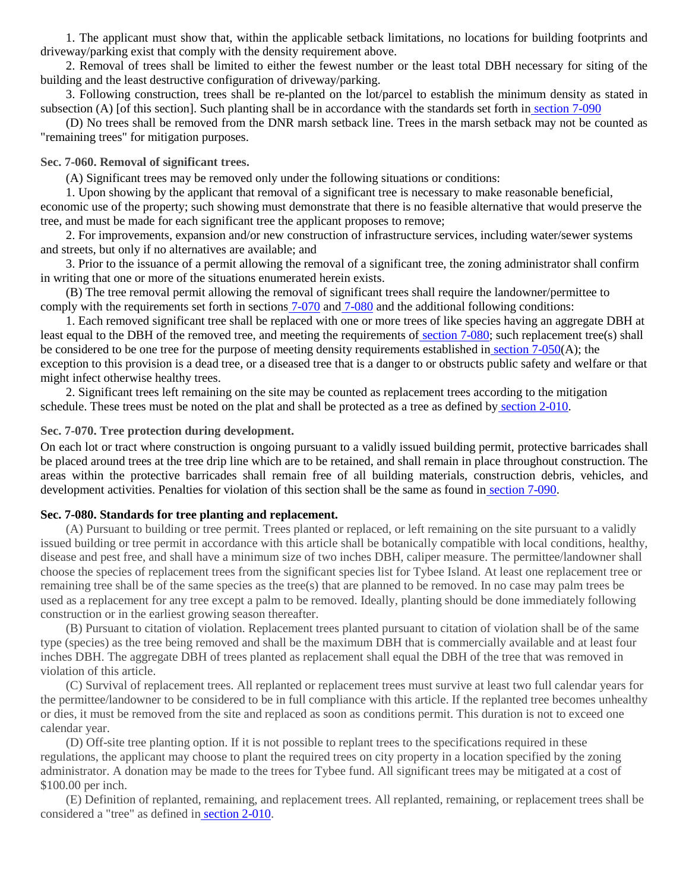1. The applicant must show that, within the applicable setback limitations, no locations for building footprints and driveway/parking exist that comply with the density requirement above.

2. Removal of trees shall be limited to either the fewest number or the least total DBH necessary for siting of the building and the least destructive configuration of driveway/parking.

3. Following construction, trees shall be re-planted on the lot/parcel to establish the minimum density as stated in subsection (A) [of this section]. Such planting shall be in accordance with the standards set forth in section 7-090

(D) No trees shall be removed from the DNR marsh setback line. Trees in the marsh setback may not be counted as "remaining trees" for mitigation purposes.

### Sec. 7-060. Removal of significant trees.

(A) Significant trees may be removed only under the following situations or conditions:

1. Upon showing by the applicant that removal of a significant tree is necessary to make reasonable beneficial, economic use of the property; such showing must demonstrate that there is no feasible alternative that would preserve the tree, and must be made for each significant tree the applicant proposes to remove;

2. For improvements, expansion and/or new construction of infrastructure services, including water/sewer systems and streets, but only if no alternatives are available; and

3. Prior to the issuance of a permit allowing the removal of a significant tree, the zoning administrator shall confirm in writing that one or more of the situations enumerated herein exists.

(B) The tree removal permit allowing the removal of significant trees shall require the landowner/permittee to comply with the requirements set forth in sections 7-070 and 7-080 and the additional following conditions:

1. Each removed significant tree shall be replaced with one or more trees of like species having an aggregate DBH at least equal to the DBH of the removed tree, and meeting the requirements of section 7-080; such replacement tree(s) shall be considered to be one tree for the purpose of meeting density requirements established in section 7-050(A); the exception to this provision is a dead tree, or a diseased tree that is a danger to or obstructs public safety and welfare or that might infect otherwise healthy trees.

2. Significant trees left remaining on the site may be counted as replacement trees according to the mitigation schedule. These trees must be noted on the plat and shall be protected as a tree as defined by section 2-010.

### Sec. 7-070. Tree protection during development.

On each lot or tract where construction is ongoing pursuant to a validly issued building permit, protective barricades shall be placed around trees at the tree drip line which are to be retained, and shall remain in place throughout construction. The areas within the protective barricades shall remain free of all building materials, construction debris, vehicles, and development activities. Penalties for violation of this section shall be the same as found in section 7-090.

### Sec. 7-080. Standards for tree planting and replacement.

(A) Pursuant to building or tree permit. Trees planted or replaced, or left remaining on the site pursuant to a validly issued building or tree permit in accordance with this article shall be botanically compatible with local conditions, healthy, disease and pest free, and shall have a minimum size of two inches DBH, caliper measure. The permittee/landowner shall choose the species of replacement trees from the significant species list for Tybee Island. At least one replacement tree or remaining tree shall be of the same species as the tree(s) that are planned to be removed. In no case may palm trees be used as a replacement for any tree except a palm to be removed. Ideally, planting should be done immediately following construction or in the earliest growing season thereafter.

(B) Pursuant to citation of violation. Replacement trees planted pursuant to citation of violation shall be of the same type (species) as the tree being removed and shall be the maximum DBH that is commercially available and at least four inches DBH. The aggregate DBH of trees planted as replacement shall equal the DBH of the tree that was removed in violation of this article.

(C) Survival of replacement trees. All replanted or replacement trees must survive at least two full calendar years for the permittee/landowner to be considered to be in full compliance with this article. If the replanted tree becomes unhealthy or dies, it must be removed from the site and replaced as soon as conditions permit. This duration is not to exceed one calendar year.

(D) Off-site tree planting option. If it is not possible to replant trees to the specifications required in these regulations, the applicant may choose to plant the required trees on city property in a location specified by the zoning administrator. A donation may be made to the trees for Tybee fund. All significant trees may be mitigated at a cost of $100.00 per inch.

(E) Definition of replanted, remaining, and replacement trees. All replanted, remaining, or replacement trees shall be considered a "tree" as defined in section 2-010.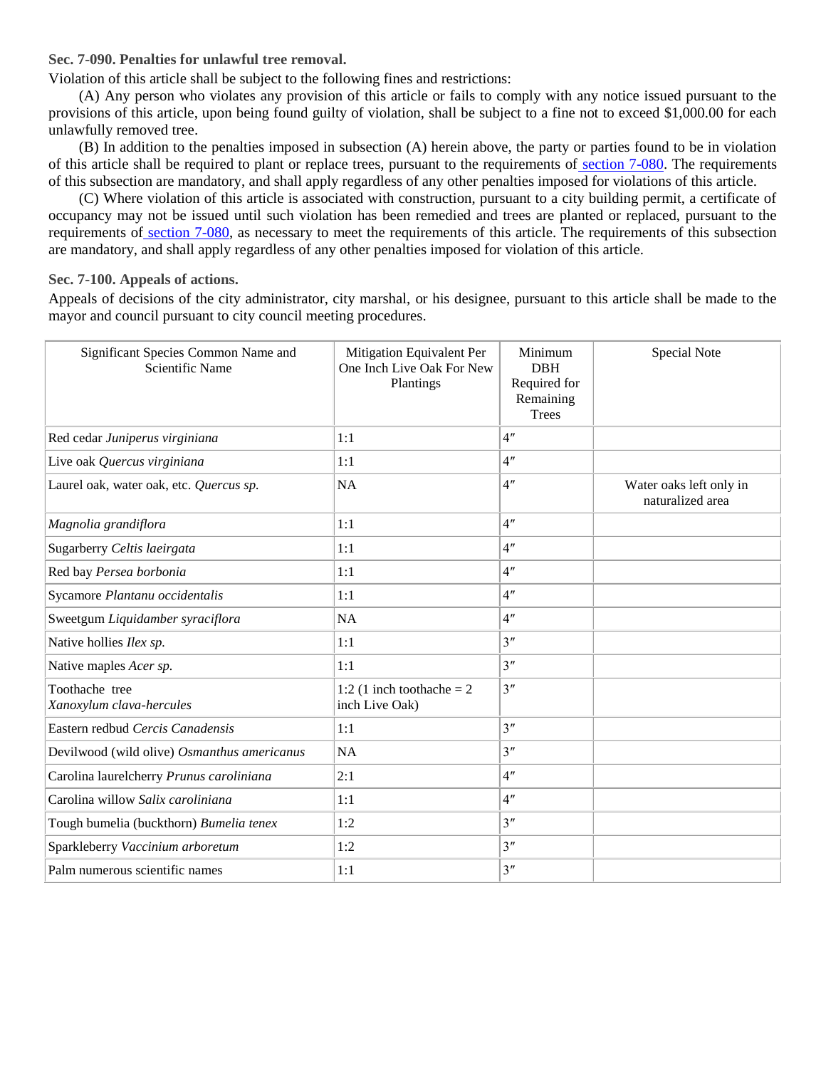### Sec. 7-090. Penalties for unlawful tree removal.

Violation of this article shall be subject to the following fines and restrictions:

(A) Any person who violates any provision of this article or fails to comply with any notice issued pursuant to the provisions of this article, upon being found guilty of violation, shall be subject to a fine not to exceed $1,000.00 for each unlawfully removed tree.

(B) In addition to the penalties imposed in subsection (A) herein above, the party or parties found to be in violation of this article shall be required to plant or replace trees, pursuant to the requirements of section 7-080. The requirements of this subsection are mandatory, and shall apply regardless of any other penalties imposed for violations of this article.

(C) Where violation of this article is associated with construction, pursuant to a city building permit, a certificate of occupancy may not be issued until such violation has been remedied and trees are planted or replaced, pursuant to the requirements of section 7-080, as necessary to meet the requirements of this article. The requirements of this subsection are mandatory, and shall apply regardless of any other penalties imposed for violation of this article.

### Sec. 7-100. Appeals of actions.

Appeals of decisions of the city administrator, city marshal, or his designee, pursuant to this article shall be made to the mayor and council pursuant to city council meeting procedures.

| Significant Species Common Name and Scientific Name | Mitigation Equivalent Per One Inch Live Oak For New Plantings | Minimum DBH Required for Remaining Trees | Special Note |
|---|---|---|---|
| Red cedar *Juniperus virginiana* | 1:1 | 4″ | |
| Live oak *Quercus virginiana* | 1:1 | 4″ | |
| Laurel oak, water oak, etc. *Quercus sp.* | NA | 4″ | Water oaks left only in naturalized area |
| *Magnolia grandiflora* | 1:1 | 4″ | |
| Sugarberry *Celtis laeirgata* | 1:1 | 4″ | |
| Red bay *Persea borbonia* | 1:1 | 4″ | |
| Sycamore *Plantanu occidentalis* | 1:1 | 4″ | |
| Sweetgum *Liquidamber syraciflora* | NA | 4″ | |
| Native hollies *Ilex sp.* | 1:1 | 3″ | |
| Native maples *Acer sp.* | 1:1 | 3″ | |
| Toothache tree *Xanoxylum clava-hercules* | 1:2 (1 inch toothache = 2 inch Live Oak) | 3″ | |
| Eastern redbud *Cercis Canadensis* | 1:1 | 3″ | |
| Devilwood (wild olive) *Osmanthus americanus* | NA | 3″ | |
| Carolina laurelcherry *Prunus caroliniana* | 2:1 | 4″ | |
| Carolina willow *Salix caroliniana* | 1:1 | 4″ | |
| Tough bumelia (buckthorn) *Bumelia tenex* | 1:2 | 3″ | |
| Sparkleberry *Vaccinium arboretum* | 1:2 | 3″ | |
| Palm numerous scientific names | 1:1 | 3″ | |